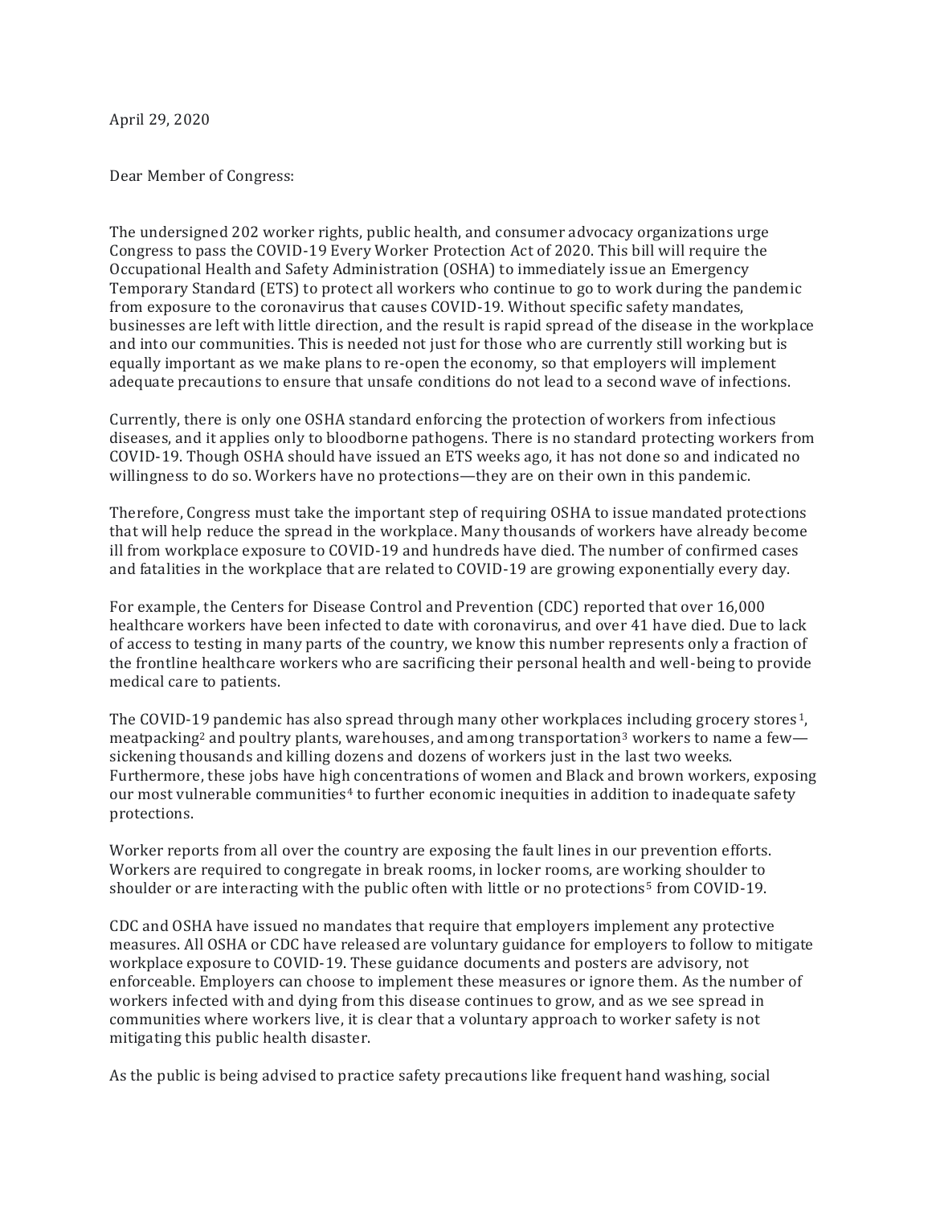April 29, 2020

Dear Member of Congress:

The undersigned 202 worker rights, public health, and consumer advocacy organizations urge Congress to pass the COVID-19 Every Worker Protection Act of 2020. This bill will require the Occupational Health and Safety Administration (OSHA) to immediately issue an Emergency Temporary Standard (ETS) to protect all workers who continue to go to work during the pandemic from exposure to the coronavirus that causes COVID-19. Without specific safety mandates, businesses are left with little direction, and the result is rapid spread of the disease in the workplace and into our communities. This is needed not just for those who are currently still working but is equally important as we make plans to re-open the economy, so that employers will implement adequate precautions to ensure that unsafe conditions do not lead to a second wave of infections.

Currently, there is only one OSHA standard enforcing the protection of workers from infectious diseases, and it applies only to bloodborne pathogens. There is no standard protecting workers from COVID-19. Though OSHA should have issued an ETS weeks ago, it has not done so and indicated no willingness to do so. Workers have no protections—they are on their own in this pandemic.

Therefore, Congress must take the important step of requiring OSHA to issue mandated protections that will help reduce the spread in the workplace. Many thousands of workers have already become ill from workplace exposure to COVID-19 and hundreds have died. The number of confirmed cases and fatalities in the workplace that are related to COVID-19 are growing exponentially every day.

For example, the Centers for Disease Control and Prevention (CDC) reported that over 16,000 healthcare workers have been infected to date with coronavirus, and over 41 have died. Due to lack of access to testing in many parts of the country, we know this number represents only a fraction of the frontline healthcare workers who are sacrificing their personal health and well-being to provide medical care to patients.

The COVID-19 pandemic has also spread through many other workplaces including grocery stores[1], meatpacking[2] and poultry plants, warehouses, and among transportation[3] workers to name a few—sickening thousands and killing dozens and dozens of workers just in the last two weeks. Furthermore, these jobs have high concentrations of women and Black and brown workers, exposing our most vulnerable communities[4] to further economic inequities in addition to inadequate safety protections.

Worker reports from all over the country are exposing the fault lines in our prevention efforts. Workers are required to congregate in break rooms, in locker rooms, are working shoulder to shoulder or are interacting with the public often with little or no protections[5] from COVID-19.

CDC and OSHA have issued no mandates that require that employers implement any protective measures. All OSHA or CDC have released are voluntary guidance for employers to follow to mitigate workplace exposure to COVID-19. These guidance documents and posters are advisory, not enforceable. Employers can choose to implement these measures or ignore them. As the number of workers infected with and dying from this disease continues to grow, and as we see spread in communities where workers live, it is clear that a voluntary approach to worker safety is not mitigating this public health disaster.

As the public is being advised to practice safety precautions like frequent hand washing, social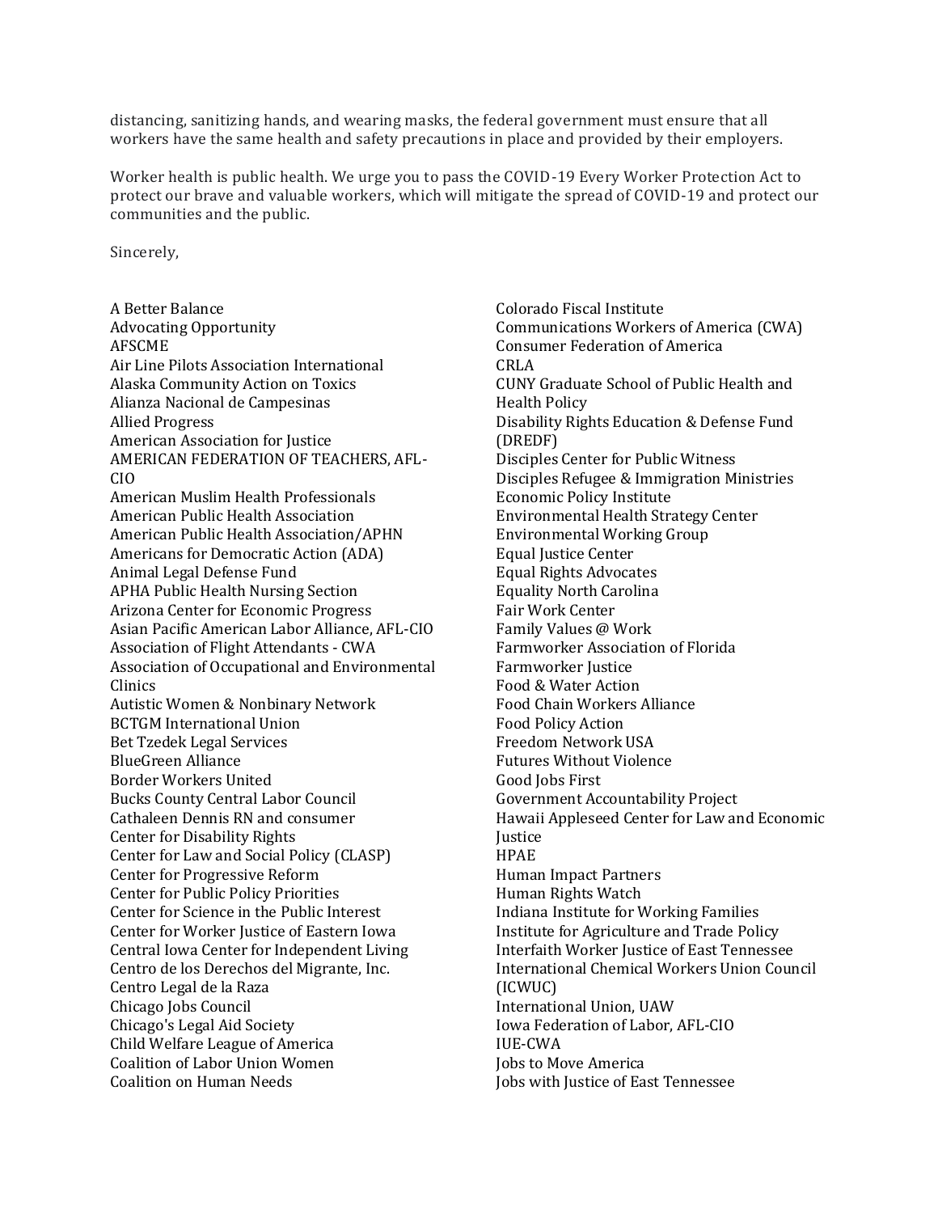distancing, sanitizing hands, and wearing masks, the federal government must ensure that all workers have the same health and safety precautions in place and provided by their employers.

Worker health is public health. We urge you to pass the COVID-19 Every Worker Protection Act to protect our brave and valuable workers, which will mitigate the spread of COVID-19 and protect our communities and the public.

Sincerely,

A Better Balance
Advocating Opportunity
AFSCME
Air Line Pilots Association International
Alaska Community Action on Toxics
Alianza Nacional de Campesinas
Allied Progress
American Association for Justice
AMERICAN FEDERATION OF TEACHERS, AFL-CIO
American Muslim Health Professionals
American Public Health Association
American Public Health Association/APHN
Americans for Democratic Action (ADA)
Animal Legal Defense Fund
APHA Public Health Nursing Section
Arizona Center for Economic Progress
Asian Pacific American Labor Alliance, AFL-CIO
Association of Flight Attendants - CWA
Association of Occupational and Environmental Clinics
Autistic Women & Nonbinary Network
BCTGM International Union
Bet Tzedek Legal Services
BlueGreen Alliance
Border Workers United
Bucks County Central Labor Council
Cathaleen Dennis RN and consumer
Center for Disability Rights
Center for Law and Social Policy (CLASP)
Center for Progressive Reform
Center for Public Policy Priorities
Center for Science in the Public Interest
Center for Worker Justice of Eastern Iowa
Central Iowa Center for Independent Living
Centro de los Derechos del Migrante, Inc.
Centro Legal de la Raza
Chicago Jobs Council
Chicago's Legal Aid Society
Child Welfare League of America
Coalition of Labor Union Women
Coalition on Human Needs
Colorado Fiscal Institute
Communications Workers of America (CWA)
Consumer Federation of America
CRLA
CUNY Graduate School of Public Health and Health Policy
Disability Rights Education & Defense Fund (DREDF)
Disciples Center for Public Witness
Disciples Refugee & Immigration Ministries
Economic Policy Institute
Environmental Health Strategy Center
Environmental Working Group
Equal Justice Center
Equal Rights Advocates
Equality North Carolina
Fair Work Center
Family Values @ Work
Farmworker Association of Florida
Farmworker Justice
Food & Water Action
Food Chain Workers Alliance
Food Policy Action
Freedom Network USA
Futures Without Violence
Good Jobs First
Government Accountability Project
Hawaii Appleseed Center for Law and Economic Justice
HPAE
Human Impact Partners
Human Rights Watch
Indiana Institute for Working Families
Institute for Agriculture and Trade Policy
Interfaith Worker Justice of East Tennessee
International Chemical Workers Union Council (ICWUC)
International Union, UAW
Iowa Federation of Labor, AFL-CIO
IUE-CWA
Jobs to Move America
Jobs with Justice of East Tennessee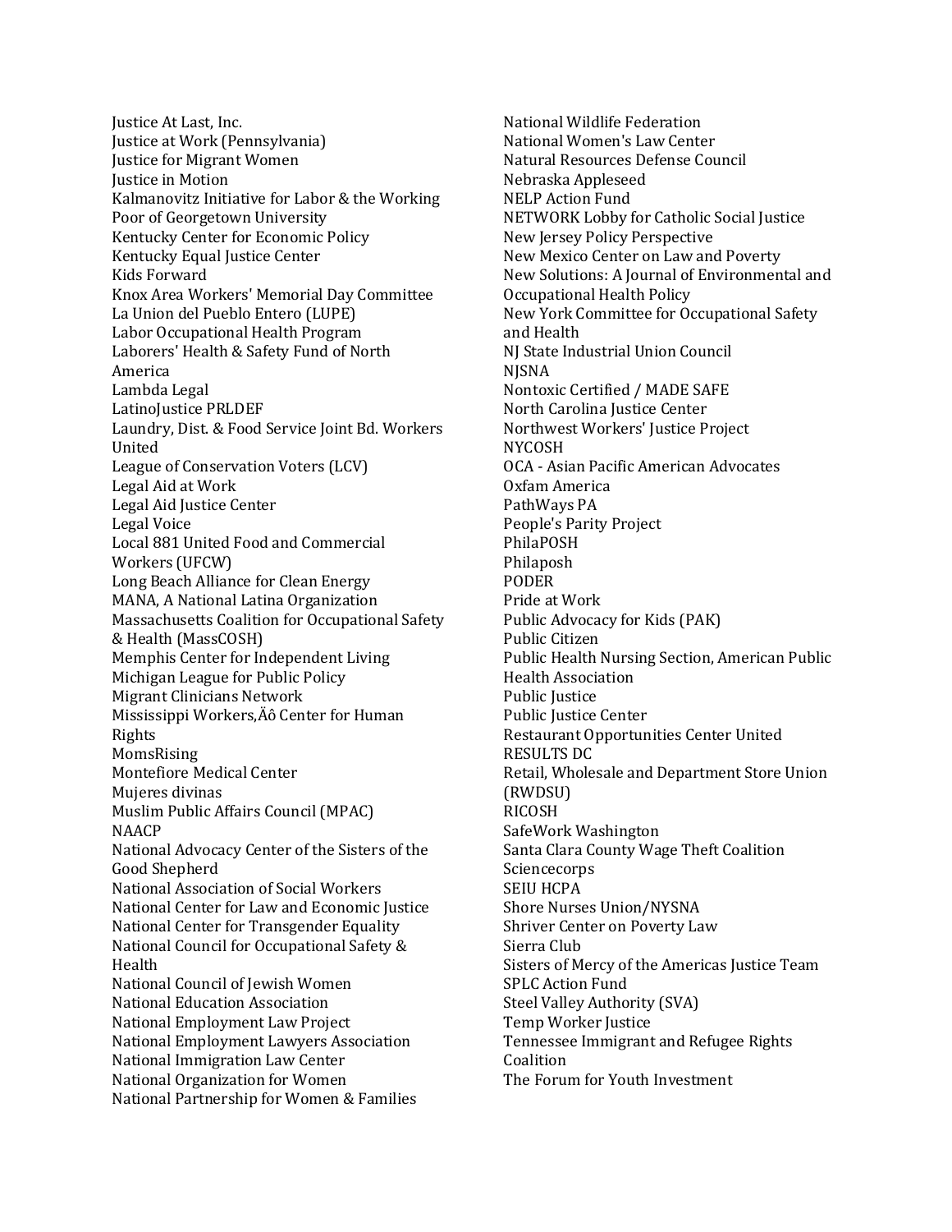Justice At Last, Inc.
Justice at Work (Pennsylvania)
Justice for Migrant Women
Justice in Motion
Kalmanovitz Initiative for Labor & the Working Poor of Georgetown University
Kentucky Center for Economic Policy
Kentucky Equal Justice Center
Kids Forward
Knox Area Workers' Memorial Day Committee
La Union del Pueblo Entero (LUPE)
Labor Occupational Health Program
Laborers' Health & Safety Fund of North America
Lambda Legal
LatinoJustice PRLDEF
Laundry, Dist. & Food Service Joint Bd. Workers United
League of Conservation Voters (LCV)
Legal Aid at Work
Legal Aid Justice Center
Legal Voice
Local 881 United Food and Commercial Workers (UFCW)
Long Beach Alliance for Clean Energy
MANA, A National Latina Organization
Massachusetts Coalition for Occupational Safety & Health (MassCOSH)
Memphis Center for Independent Living
Michigan League for Public Policy
Migrant Clinicians Network
Mississippi Workers‚Äô Center for Human Rights
MomsRising
Montefiore Medical Center
Mujeres divinas
Muslim Public Affairs Council (MPAC)
NAACP
National Advocacy Center of the Sisters of the Good Shepherd
National Association of Social Workers
National Center for Law and Economic Justice
National Center for Transgender Equality
National Council for Occupational Safety & Health
National Council of Jewish Women
National Education Association
National Employment Law Project
National Employment Lawyers Association
National Immigration Law Center
National Organization for Women
National Partnership for Women & Families
National Wildlife Federation
National Women's Law Center
Natural Resources Defense Council
Nebraska Appleseed
NELP Action Fund
NETWORK Lobby for Catholic Social Justice
New Jersey Policy Perspective
New Mexico Center on Law and Poverty
New Solutions: A Journal of Environmental and Occupational Health Policy
New York Committee for Occupational Safety and Health
NJ State Industrial Union Council
NJSNA
Nontoxic Certified / MADE SAFE
North Carolina Justice Center
Northwest Workers' Justice Project
NYCOSH
OCA - Asian Pacific American Advocates
Oxfam America
PathWays PA
People's Parity Project
PhilaPOSH
Philaposh
PODER
Pride at Work
Public Advocacy for Kids (PAK)
Public Citizen
Public Health Nursing Section, American Public Health Association
Public Justice
Public Justice Center
Restaurant Opportunities Center United
RESULTS DC
Retail, Wholesale and Department Store Union (RWDSU)
RICOSH
SafeWork Washington
Santa Clara County Wage Theft Coalition
Sciencecorps
SEIU HCPA
Shore Nurses Union/NYSNA
Shriver Center on Poverty Law
Sierra Club
Sisters of Mercy of the Americas Justice Team
SPLC Action Fund
Steel Valley Authority (SVA)
Temp Worker Justice
Tennessee Immigrant and Refugee Rights Coalition
The Forum for Youth Investment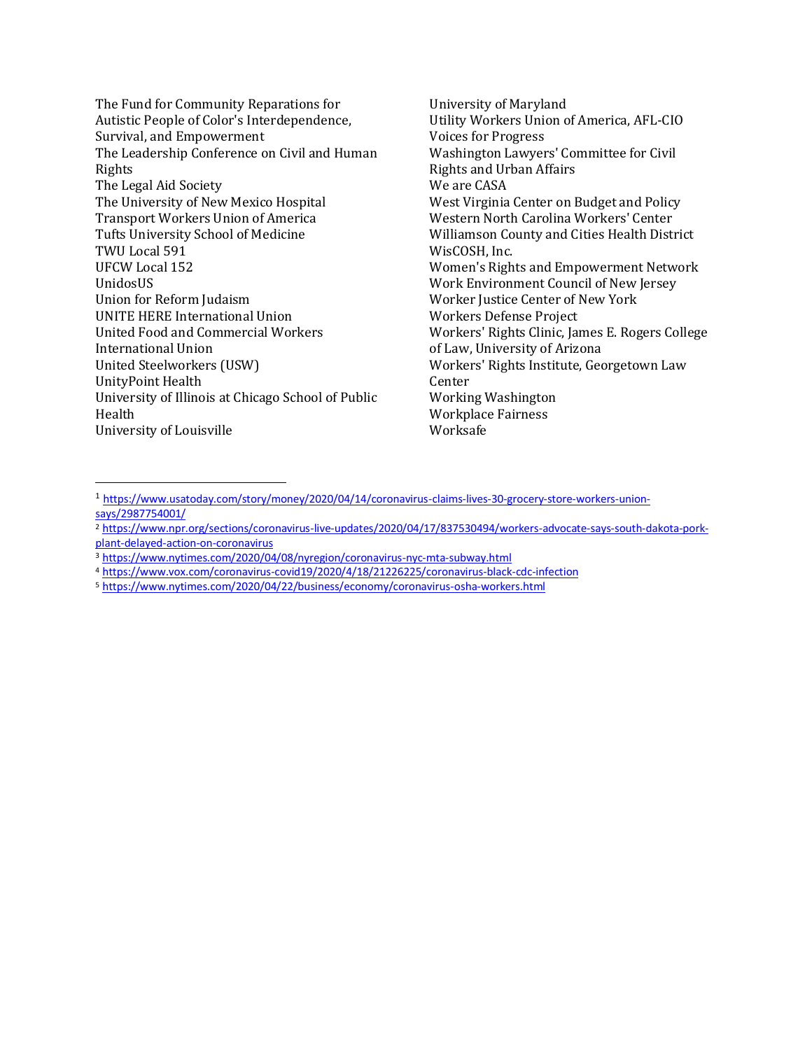The Fund for Community Reparations for Autistic People of Color's Interdependence, Survival, and Empowerment
The Leadership Conference on Civil and Human Rights
The Legal Aid Society
The University of New Mexico Hospital
Transport Workers Union of America
Tufts University School of Medicine
TWU Local 591
UFCW Local 152
UnidosUS
Union for Reform Judaism
UNITE HERE International Union
United Food and Commercial Workers International Union
United Steelworkers (USW)
UnityPoint Health
University of Illinois at Chicago School of Public Health
University of Louisville
University of Maryland
Utility Workers Union of America, AFL-CIO
Voices for Progress
Washington Lawyers' Committee for Civil Rights and Urban Affairs
We are CASA
West Virginia Center on Budget and Policy
Western North Carolina Workers' Center
Williamson County and Cities Health District
WisCOSH, Inc.
Women's Rights and Empowerment Network
Work Environment Council of New Jersey
Worker Justice Center of New York
Workers Defense Project
Workers' Rights Clinic, James E. Rogers College of Law, University of Arizona
Workers' Rights Institute, Georgetown Law Center
Working Washington
Workplace Fairness
Worksafe

---

[1] https://www.usatoday.com/story/money/2020/04/14/coronavirus-claims-lives-30-grocery-store-workers-union-says/2987754001/

[2] https://www.npr.org/sections/coronavirus-live-updates/2020/04/17/837530494/workers-advocate-says-south-dakota-pork-plant-delayed-action-on-coronavirus

[3] https://www.nytimes.com/2020/04/08/nyregion/coronavirus-nyc-mta-subway.html

[4] https://www.vox.com/coronavirus-covid19/2020/4/18/21226225/coronavirus-black-cdc-infection

[5] https://www.nytimes.com/2020/04/22/business/economy/coronavirus-osha-workers.html